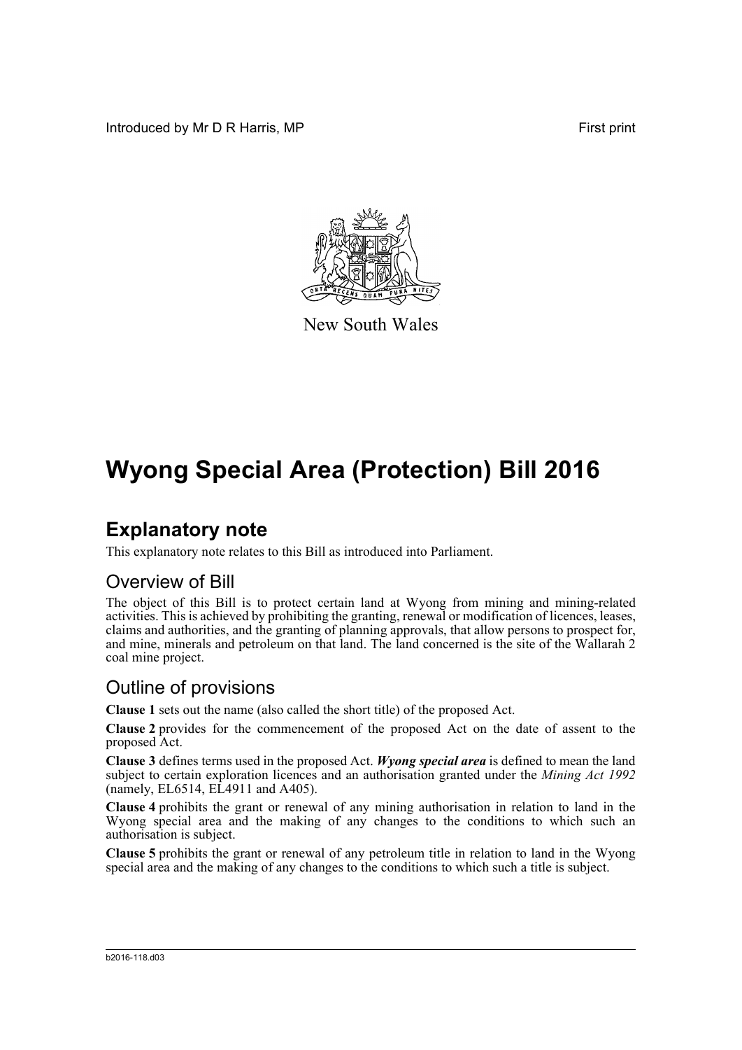Introduced by Mr D R Harris, MP First print

New South Wales

# Wyong Special Area (Protection) Bill 2016

## Explanatory note

This explanatory note relates to this Bill as introduced into Parliament.

### Overview of Bill

The object of this Bill is to protect certain land at Wyong from mining and mining-related activities. This is achieved by prohibiting the granting, renewal or modification of licences, leases, claims and authorities, and the granting of planning approvals, that allow persons to prospect for, and mine, minerals and petroleum on that land. The land concerned is the site of the Wallarah 2 coal mine project.

### Outline of provisions

**Clause 1** sets out the name (also called the short title) of the proposed Act.

**Clause 2** provides for the commencement of the proposed Act on the date of assent to the proposed Act.

**Clause 3** defines terms used in the proposed Act. ***Wyong special area*** is defined to mean the land subject to certain exploration licences and an authorisation granted under the *Mining Act 1992* (namely, EL6514, EL4911 and A405).

**Clause 4** prohibits the grant or renewal of any mining authorisation in relation to land in the Wyong special area and the making of any changes to the conditions to which such an authorisation is subject.

**Clause 5** prohibits the grant or renewal of any petroleum title in relation to land in the Wyong special area and the making of any changes to the conditions to which such a title is subject.

b2016-118.d03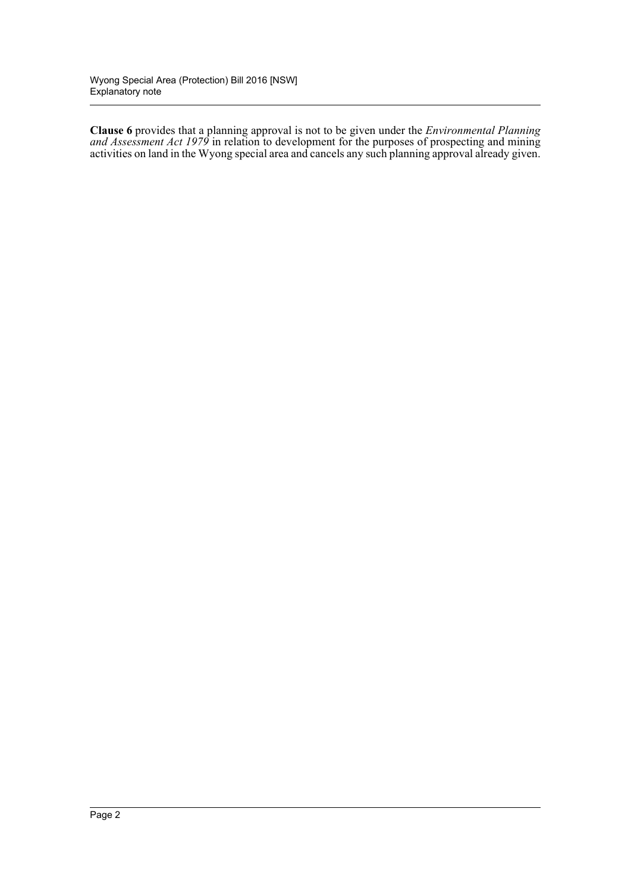**Clause 6** provides that a planning approval is not to be given under the *Environmental Planning and Assessment Act 1979* in relation to development for the purposes of prospecting and mining activities on land in the Wyong special area and cancels any such planning approval already given.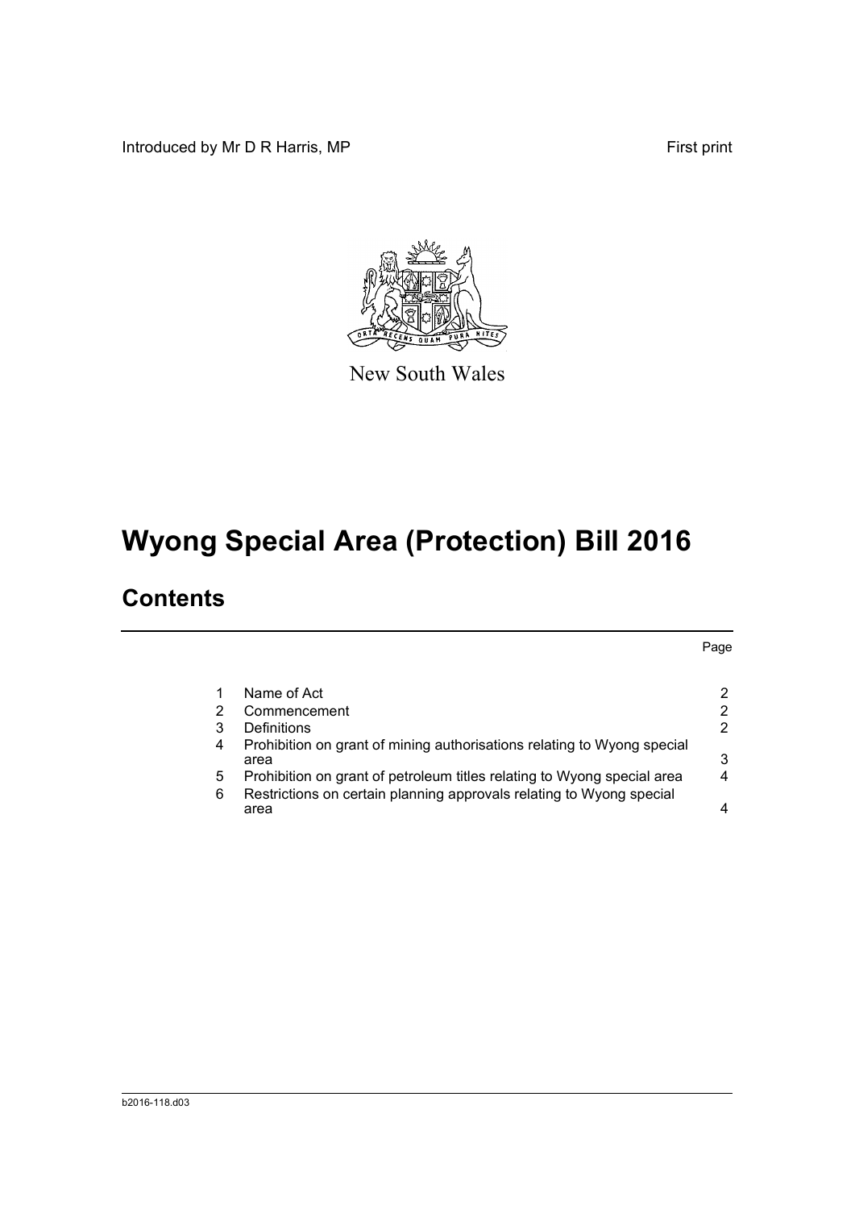Introduced by Mr D R Harris, MP

First print

New South Wales

# Wyong Special Area (Protection) Bill 2016

## Contents

| | | Page |
|---|---|---|
| 1 | Name of Act | 2 |
| 2 | Commencement | 2 |
| 3 | Definitions | 2 |
| 4 | Prohibition on grant of mining authorisations relating to Wyong special area | 3 |
| 5 | Prohibition on grant of petroleum titles relating to Wyong special area | 4 |
| 6 | Restrictions on certain planning approvals relating to Wyong special area | 4 |

b2016-118.d03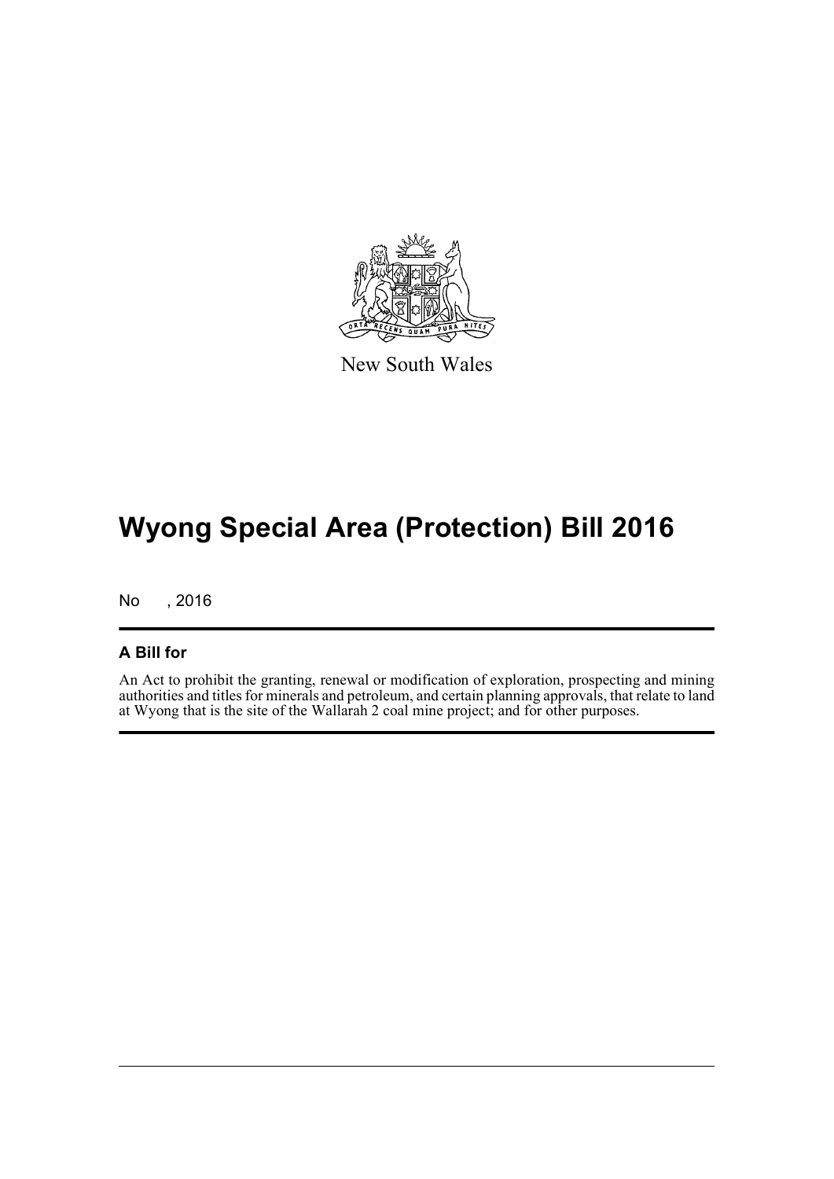New South Wales

# Wyong Special Area (Protection) Bill 2016

No , 2016

## A Bill for

An Act to prohibit the granting, renewal or modification of exploration, prospecting and mining authorities and titles for minerals and petroleum, and certain planning approvals, that relate to land at Wyong that is the site of the Wallarah 2 coal mine project; and for other purposes.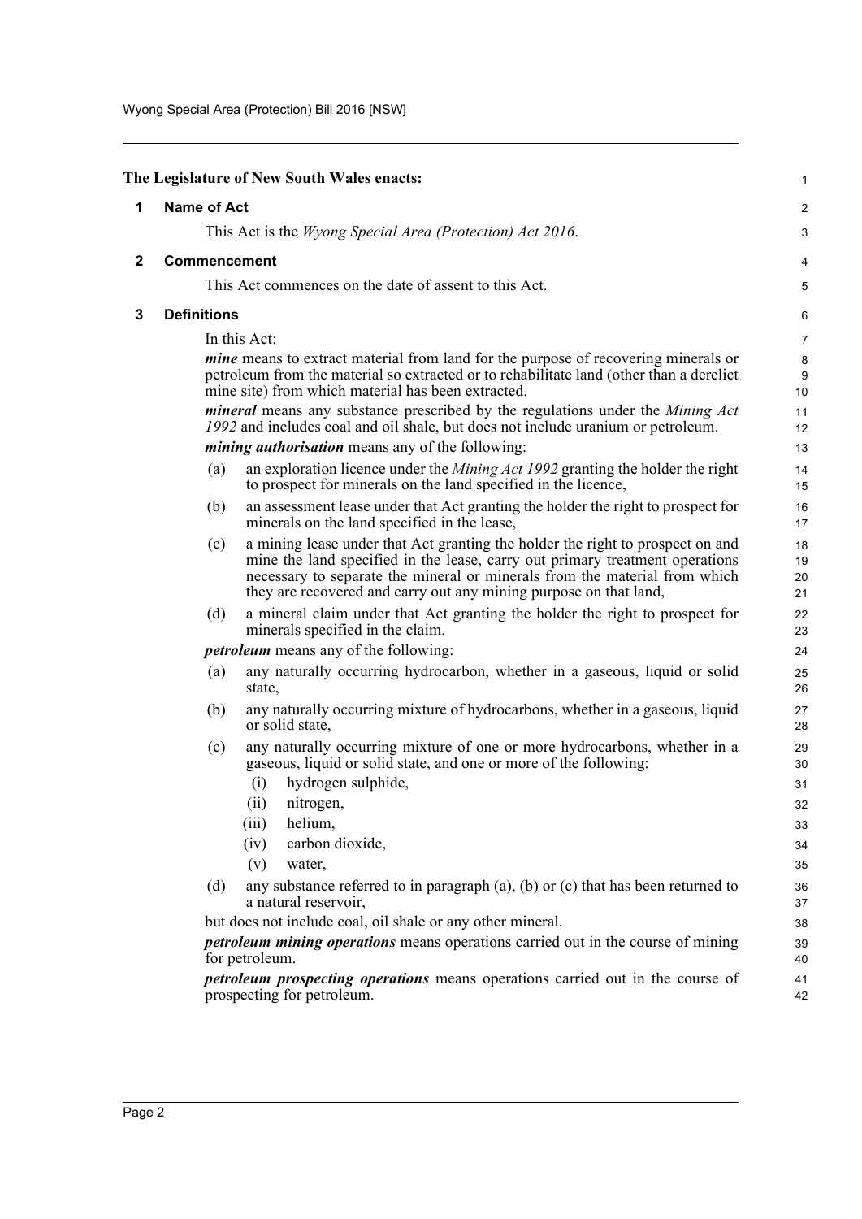**The Legislature of New South Wales enacts:**

## 1 Name of Act

This Act is the *Wyong Special Area (Protection) Act 2016*.

## 2 Commencement

This Act commences on the date of assent to this Act.

## 3 Definitions

In this Act:

***mine*** means to extract material from land for the purpose of recovering minerals or petroleum from the material so extracted or to rehabilitate land (other than a derelict mine site) from which material has been extracted.

***mineral*** means any substance prescribed by the regulations under the *Mining Act 1992* and includes coal and oil shale, but does not include uranium or petroleum.

***mining authorisation*** means any of the following:

- (a) an exploration licence under the *Mining Act 1992* granting the holder the right to prospect for minerals on the land specified in the licence,
- (b) an assessment lease under that Act granting the holder the right to prospect for minerals on the land specified in the lease,
- (c) a mining lease under that Act granting the holder the right to prospect on and mine the land specified in the lease, carry out primary treatment operations necessary to separate the mineral or minerals from the material from which they are recovered and carry out any mining purpose on that land,
- (d) a mineral claim under that Act granting the holder the right to prospect for minerals specified in the claim.

***petroleum*** means any of the following:

- (a) any naturally occurring hydrocarbon, whether in a gaseous, liquid or solid state,
- (b) any naturally occurring mixture of hydrocarbons, whether in a gaseous, liquid or solid state,
- (c) any naturally occurring mixture of one or more hydrocarbons, whether in a gaseous, liquid or solid state, and one or more of the following:
  - (i) hydrogen sulphide,
  - (ii) nitrogen,
  - (iii) helium,
  - (iv) carbon dioxide,
  - (v) water,
- (d) any substance referred to in paragraph (a), (b) or (c) that has been returned to a natural reservoir,

but does not include coal, oil shale or any other mineral.

***petroleum mining operations*** means operations carried out in the course of mining for petroleum.

***petroleum prospecting operations*** means operations carried out in the course of prospecting for petroleum.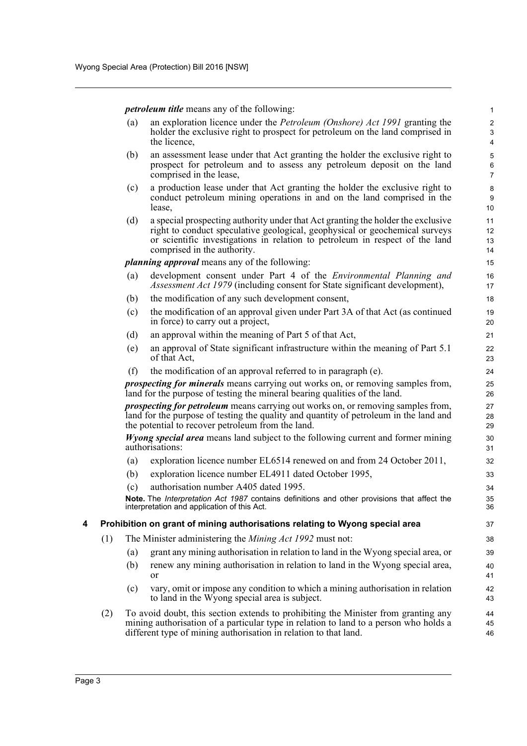***petroleum title*** means any of the following:

(a) an exploration licence under the *Petroleum (Onshore) Act 1991* granting the holder the exclusive right to prospect for petroleum on the land comprised in the licence,

(b) an assessment lease under that Act granting the holder the exclusive right to prospect for petroleum and to assess any petroleum deposit on the land comprised in the lease,

(c) a production lease under that Act granting the holder the exclusive right to conduct petroleum mining operations in and on the land comprised in the lease,

(d) a special prospecting authority under that Act granting the holder the exclusive right to conduct speculative geological, geophysical or geochemical surveys or scientific investigations in relation to petroleum in respect of the land comprised in the authority.

***planning approval*** means any of the following:

(a) development consent under Part 4 of the *Environmental Planning and Assessment Act 1979* (including consent for State significant development),

(b) the modification of any such development consent,

(c) the modification of an approval given under Part 3A of that Act (as continued in force) to carry out a project,

(d) an approval within the meaning of Part 5 of that Act,

(e) an approval of State significant infrastructure within the meaning of Part 5.1 of that Act,

(f) the modification of an approval referred to in paragraph (e).

***prospecting for minerals*** means carrying out works on, or removing samples from, land for the purpose of testing the mineral bearing qualities of the land.

***prospecting for petroleum*** means carrying out works on, or removing samples from, land for the purpose of testing the quality and quantity of petroleum in the land and the potential to recover petroleum from the land.

***Wyong special area*** means land subject to the following current and former mining authorisations:

(a) exploration licence number EL6514 renewed on and from 24 October 2011,

(b) exploration licence number EL4911 dated October 1995,

(c) authorisation number A405 dated 1995.

**Note.** The *Interpretation Act 1987* contains definitions and other provisions that affect the interpretation and application of this Act.

### 4 Prohibition on grant of mining authorisations relating to Wyong special area

(1) The Minister administering the *Mining Act 1992* must not:

(a) grant any mining authorisation in relation to land in the Wyong special area, or

(b) renew any mining authorisation in relation to land in the Wyong special area, or

(c) vary, omit or impose any condition to which a mining authorisation in relation to land in the Wyong special area is subject.

(2) To avoid doubt, this section extends to prohibiting the Minister from granting any mining authorisation of a particular type in relation to land to a person who holds a different type of mining authorisation in relation to that land.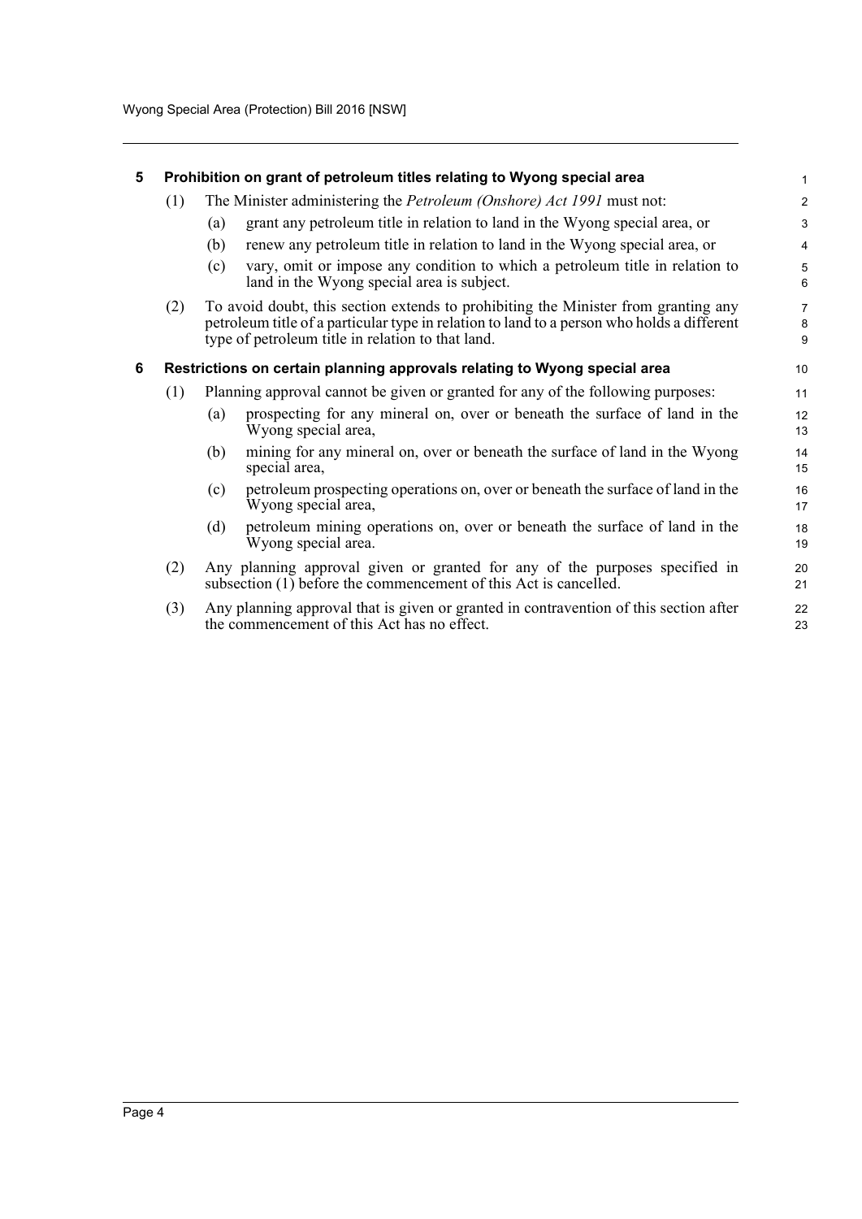### 5 Prohibition on grant of petroleum titles relating to Wyong special area

(1) The Minister administering the *Petroleum (Onshore) Act 1991* must not:

(a) grant any petroleum title in relation to land in the Wyong special area, or

(b) renew any petroleum title in relation to land in the Wyong special area, or

(c) vary, omit or impose any condition to which a petroleum title in relation to land in the Wyong special area is subject.

(2) To avoid doubt, this section extends to prohibiting the Minister from granting any petroleum title of a particular type in relation to land to a person who holds a different type of petroleum title in relation to that land.

### 6 Restrictions on certain planning approvals relating to Wyong special area

(1) Planning approval cannot be given or granted for any of the following purposes:

(a) prospecting for any mineral on, over or beneath the surface of land in the Wyong special area,

(b) mining for any mineral on, over or beneath the surface of land in the Wyong special area,

(c) petroleum prospecting operations on, over or beneath the surface of land in the Wyong special area,

(d) petroleum mining operations on, over or beneath the surface of land in the Wyong special area.

(2) Any planning approval given or granted for any of the purposes specified in subsection (1) before the commencement of this Act is cancelled.

(3) Any planning approval that is given or granted in contravention of this section after the commencement of this Act has no effect.